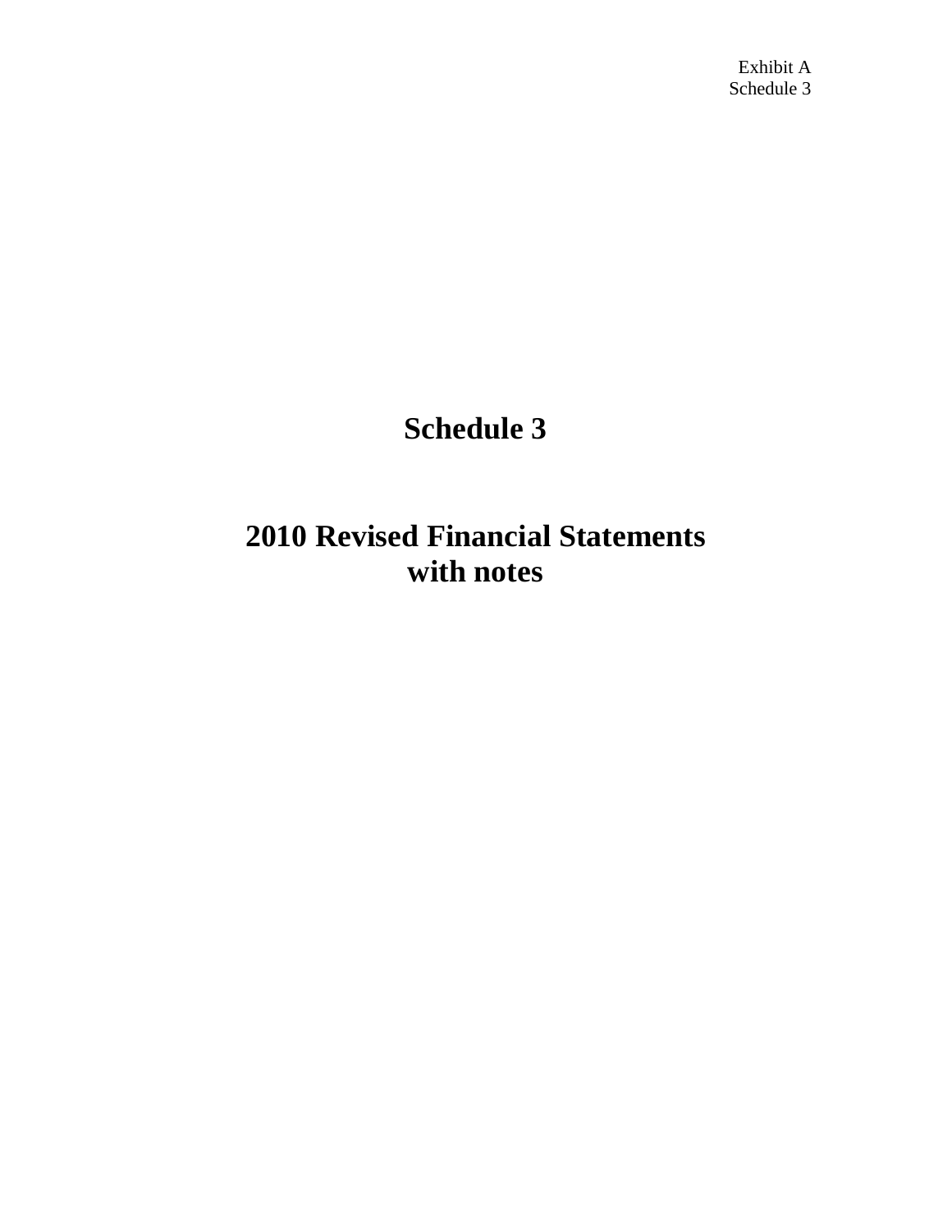Exhibit A
Schedule 3

# Schedule 3

# 2010 Revised Financial Statements with notes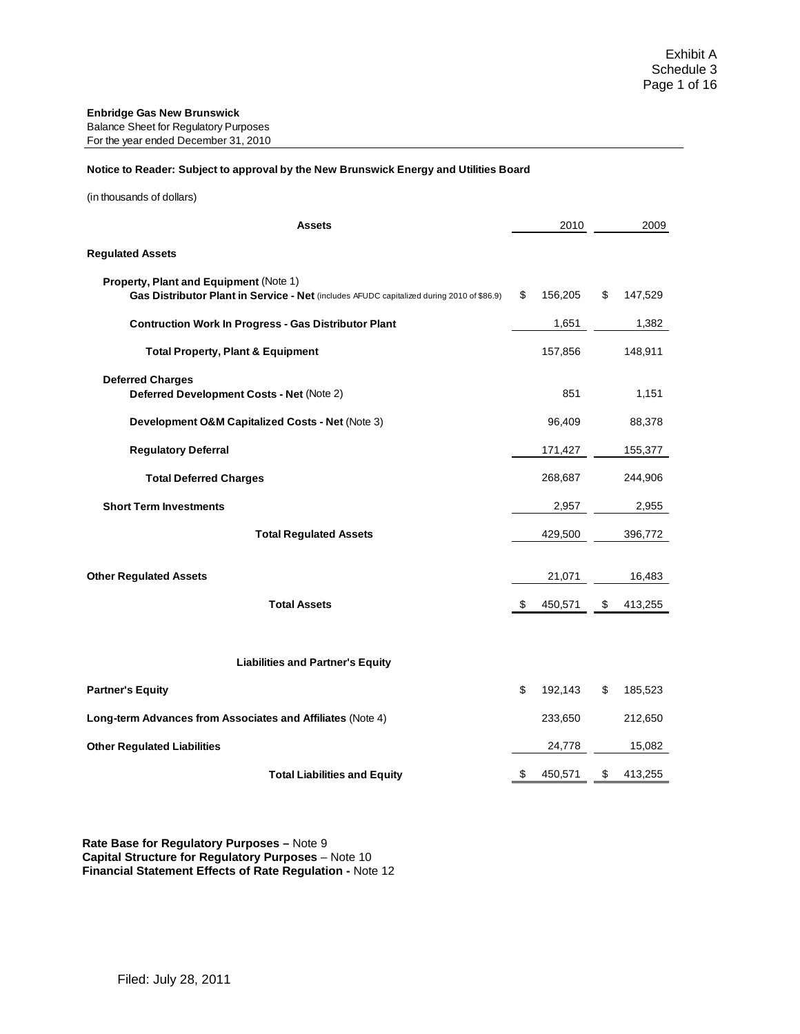**Enbridge Gas New Brunswick**
Balance Sheet for Regulatory Purposes
For the year ended December 31, 2010

**Notice to Reader: Subject to approval by the New Brunswick Energy and Utilities Board**

(in thousands of dollars)

| **Assets** | 2010 | 2009 |
|---|---|---|
| **Regulated Assets** | | |
| **Property, Plant and Equipment** (Note 1) | | |
| **Gas Distributor Plant in Service - Net** (includes AFUDC capitalized during 2010 of $86.9) | $ 156,205 | $ 147,529 |
| **Contruction Work In Progress - Gas Distributor Plant** | 1,651 | 1,382 |
| **Total Property, Plant & Equipment** | 157,856 | 148,911 |
| **Deferred Charges** | | |
| **Deferred Development Costs - Net** (Note 2) | 851 | 1,151 |
| **Development O&M Capitalized Costs - Net** (Note 3) | 96,409 | 88,378 |
| **Regulatory Deferral** | 171,427 | 155,377 |
| **Total Deferred Charges** | 268,687 | 244,906 |
| **Short Term Investments** | 2,957 | 2,955 |
| **Total Regulated Assets** | 429,500 | 396,772 |
| **Other Regulated Assets** | 21,071 | 16,483 |
| **Total Assets** | $ 450,571 | $ 413,255 |

| **Liabilities and Partner's Equity** | 2010 | 2009 |
|---|---|---|
| **Partner's Equity** | $ 192,143 | $ 185,523 |
| **Long-term Advances from Associates and Affiliates** (Note 4) | 233,650 | 212,650 |
| **Other Regulated Liabilities** | 24,778 | 15,082 |
| **Total Liabilities and Equity** | $ 450,571 | $ 413,255 |

**Rate Base for Regulatory Purposes –** Note 9
**Capital Structure for Regulatory Purposes** – Note 10
**Financial Statement Effects of Rate Regulation -** Note 12

Filed: July 28, 2011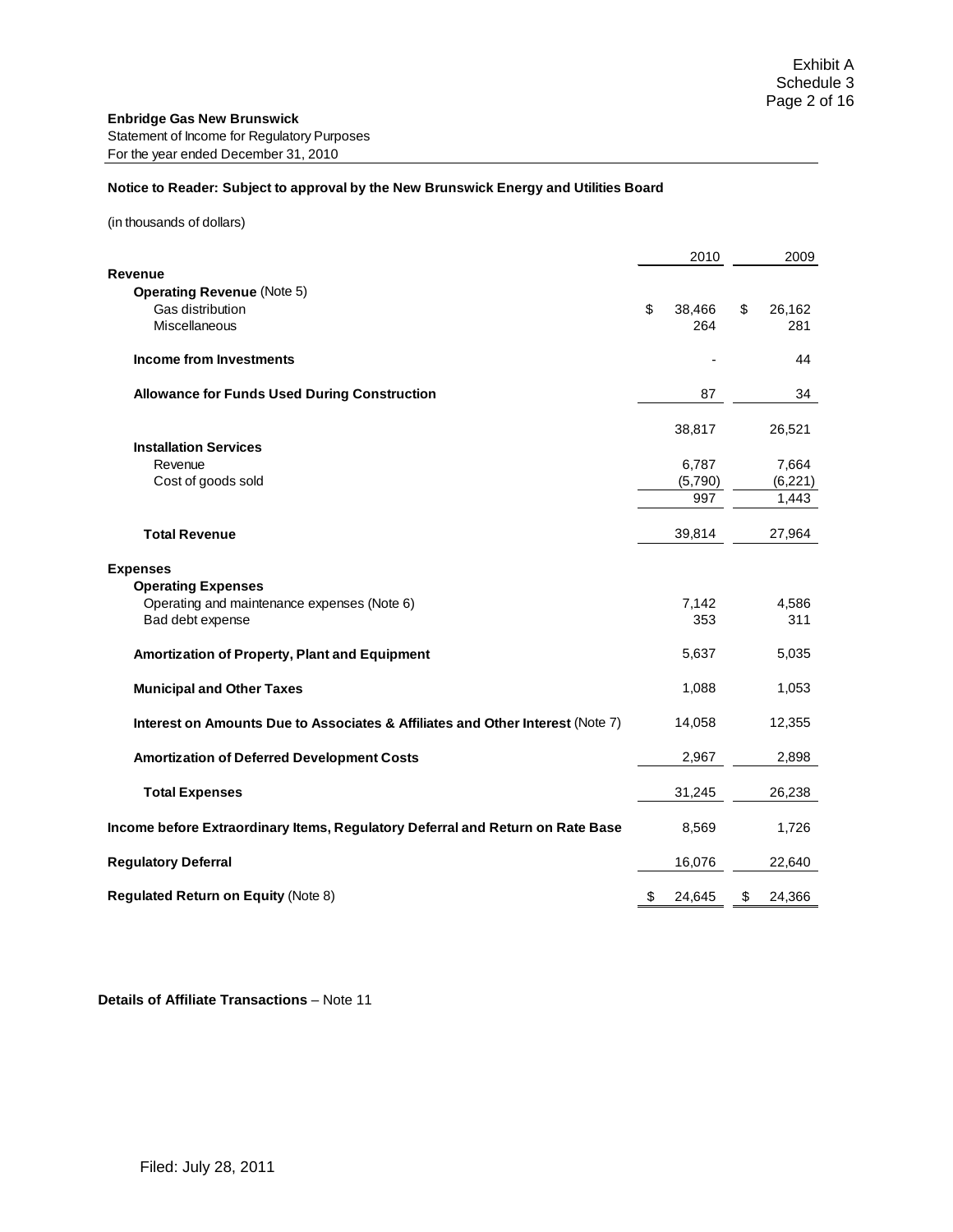Exhibit A
Schedule 3

**Enbridge Gas New Brunswick**
Statement of Income for Regulatory Purposes
For the year ended December 31, 2010

**Notice to Reader: Subject to approval by the New Brunswick Energy and Utilities Board**

(in thousands of dollars)

| | 2010 | 2009 |
|---|---|---|
| **Revenue** | | |
| **Operating Revenue** (Note 5) | | |
| Gas distribution | $ 38,466 | $ 26,162 |
| Miscellaneous | 264 | 281 |
| **Income from Investments** | - | 44 |
| **Allowance for Funds Used During Construction** | 87 | 34 |
| | 38,817 | 26,521 |
| **Installation Services** | | |
| Revenue | 6,787 | 7,664 |
| Cost of goods sold | (5,790) | (6,221) |
| | 997 | 1,443 |
| **Total Revenue** | 39,814 | 27,964 |
| **Expenses** | | |
| **Operating Expenses** | | |
| Operating and maintenance expenses (Note 6) | 7,142 | 4,586 |
| Bad debt expense | 353 | 311 |
| **Amortization of Property, Plant and Equipment** | 5,637 | 5,035 |
| **Municipal and Other Taxes** | 1,088 | 1,053 |
| **Interest on Amounts Due to Associates & Affiliates and Other Interest** (Note 7) | 14,058 | 12,355 |
| **Amortization of Deferred Development Costs** | 2,967 | 2,898 |
| **Total Expenses** | 31,245 | 26,238 |
| **Income before Extraordinary Items, Regulatory Deferral and Return on Rate Base** | 8,569 | 1,726 |
| **Regulatory Deferral** | 16,076 | 22,640 |
| **Regulated Return on Equity** (Note 8) | $ 24,645 | $ 24,366 |

**Details of Affiliate Transactions** – Note 11

Filed: July 28, 2011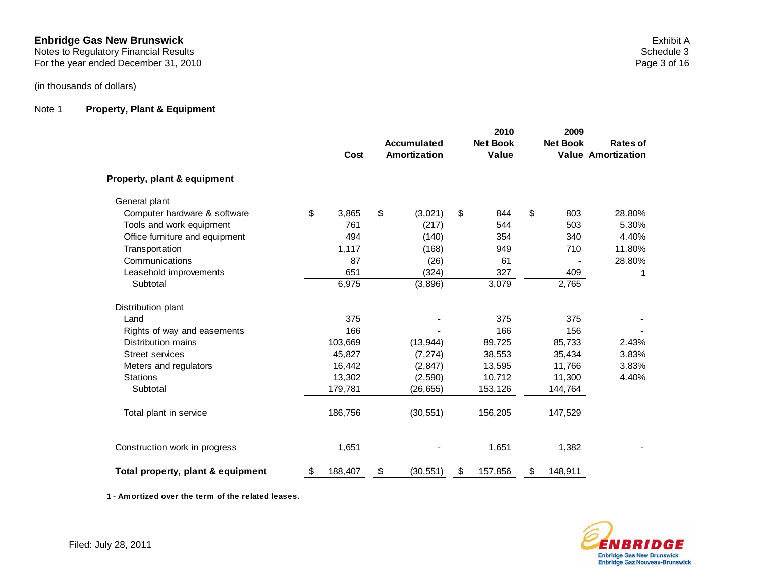(in thousands of dollars)

## Note 1 Property, Plant & Equipment

| | Cost | Accumulated Amortization | 2010 Net Book Value | 2009 Net Book Value | Rates of Amortization |
|---|---|---|---|---|---|
| **Property, plant & equipment** | | | | | |
| General plant | | | | | |
| Computer hardware & software | $ 3,865 | $ (3,021) | $ 844 | $ 803 | 28.80% |
| Tools and work equipment | 761 | (217) | 544 | 503 | 5.30% |
| Office furniture and equipment | 494 | (140) | 354 | 340 | 4.40% |
| Transportation | 1,117 | (168) | 949 | 710 | 11.80% |
| Communications | 87 | (26) | 61 | - | 28.80% |
| Leasehold improvements | 651 | (324) | 327 | 409 | **1** |
| Subtotal | 6,975 | (3,896) | 3,079 | 2,765 | |
| Distribution plant | | | | | |
| Land | 375 | - | 375 | 375 | - |
| Rights of way and easements | 166 | - | 166 | 156 | - |
| Distribution mains | 103,669 | (13,944) | 89,725 | 85,733 | 2.43% |
| Street services | 45,827 | (7,274) | 38,553 | 35,434 | 3.83% |
| Meters and regulators | 16,442 | (2,847) | 13,595 | 11,766 | 3.83% |
| Stations | 13,302 | (2,590) | 10,712 | 11,300 | 4.40% |
| Subtotal | 179,781 | (26,655) | 153,126 | 144,764 | |
| Total plant in service | 186,756 | (30,551) | 156,205 | 147,529 | |
| Construction work in progress | 1,651 | - | 1,651 | 1,382 | - |
| **Total property, plant & equipment** | $ 188,407 | $ (30,551) | $ 157,856 | $ 148,911 | |

**1 - Amortized over the term of the related leases.**

Filed: July 28, 2011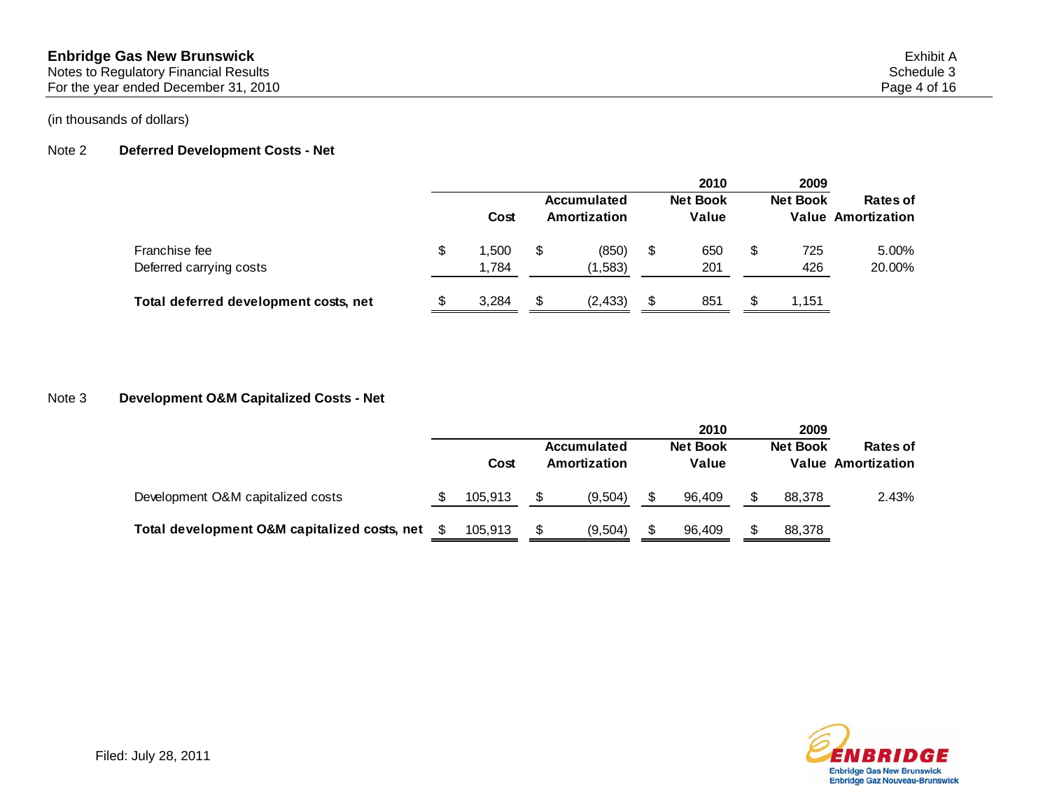(in thousands of dollars)

**Note 2 Deferred Development Costs - Net**

| | Cost | Accumulated Amortization | 2010 Net Book Value | 2009 Net Book Value | Rates of Amortization |
|---|---|---|---|---|---|
| Franchise fee | $ 1,500 | $ (850) | $ 650 | $ 725 | 5.00% |
| Deferred carrying costs | 1,784 | (1,583) | 201 | 426 | 20.00% |
| **Total deferred development costs, net** | $ 3,284 | $ (2,433) | $ 851 | $ 1,151 | |

**Note 3 Development O&M Capitalized Costs - Net**

| | Cost | Accumulated Amortization | 2010 Net Book Value | 2009 Net Book Value | Rates of Amortization |
|---|---|---|---|---|---|
| Development O&M capitalized costs | $ 105,913 | $ (9,504) | $ 96,409 | $ 88,378 | 2.43% |
| **Total development O&M capitalized costs, net** | $ 105,913 | $ (9,504) | $ 96,409 | $ 88,378 | |

Filed: July 28, 2011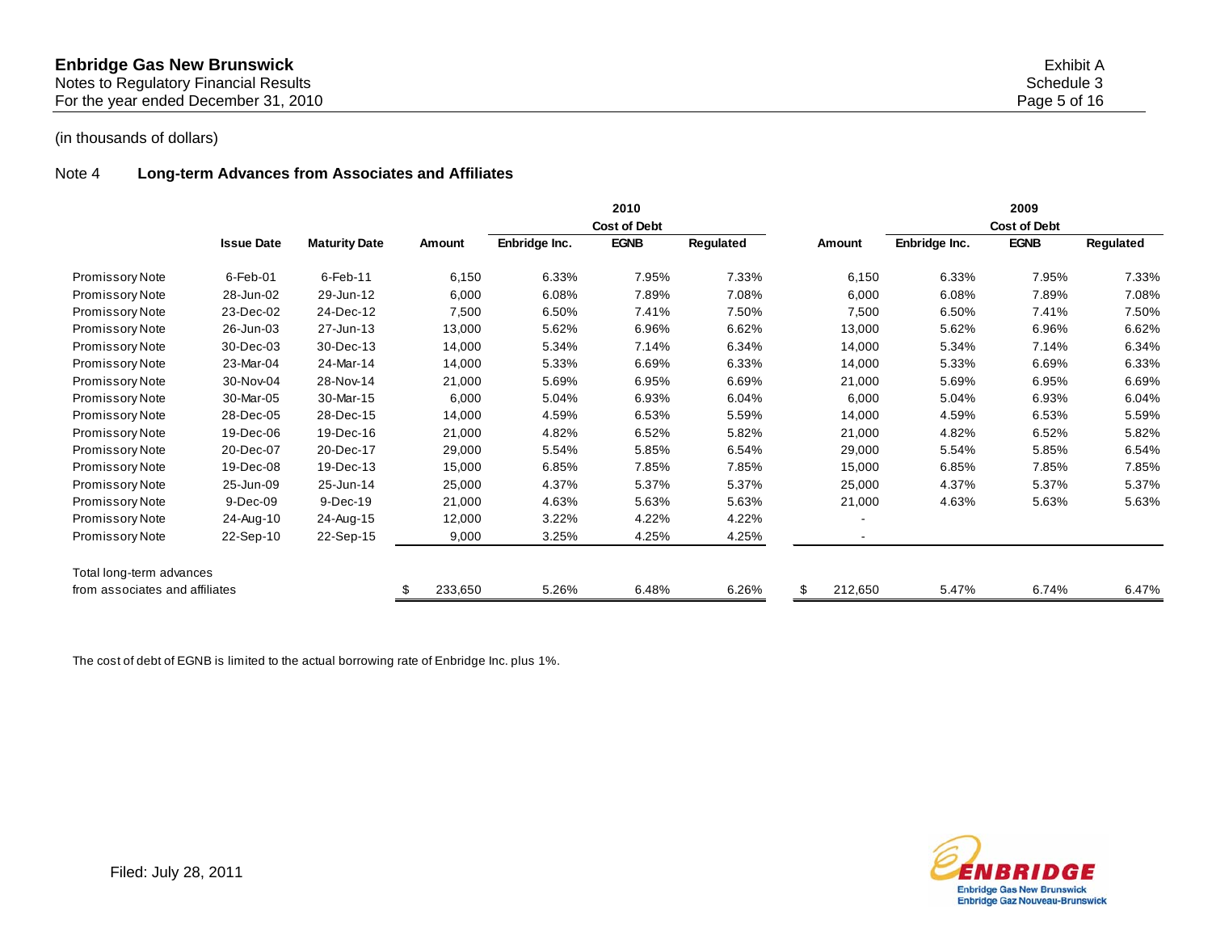(in thousands of dollars)

## Note 4 Long-term Advances from Associates and Affiliates

| | Issue Date | Maturity Date | 2010 | | | | 2009 | | | |
|---|---|---|---|---|---|---|---|---|---|---|
| | | | | Cost of Debt | | | | Cost of Debt | | |
| | | | Amount | Enbridge Inc. | EGNB | Regulated | Amount | Enbridge Inc. | EGNB | Regulated |
| Promissory Note | 6-Feb-01 | 6-Feb-11 | 6,150 | 6.33% | 7.95% | 7.33% | 6,150 | 6.33% | 7.95% | 7.33% |
| Promissory Note | 28-Jun-02 | 29-Jun-12 | 6,000 | 6.08% | 7.89% | 7.08% | 6,000 | 6.08% | 7.89% | 7.08% |
| Promissory Note | 23-Dec-02 | 24-Dec-12 | 7,500 | 6.50% | 7.41% | 7.50% | 7,500 | 6.50% | 7.41% | 7.50% |
| Promissory Note | 26-Jun-03 | 27-Jun-13 | 13,000 | 5.62% | 6.96% | 6.62% | 13,000 | 5.62% | 6.96% | 6.62% |
| Promissory Note | 30-Dec-03 | 30-Dec-13 | 14,000 | 5.34% | 7.14% | 6.34% | 14,000 | 5.34% | 7.14% | 6.34% |
| Promissory Note | 23-Mar-04 | 24-Mar-14 | 14,000 | 5.33% | 6.69% | 6.33% | 14,000 | 5.33% | 6.69% | 6.33% |
| Promissory Note | 30-Nov-04 | 28-Nov-14 | 21,000 | 5.69% | 6.95% | 6.69% | 21,000 | 5.69% | 6.95% | 6.69% |
| Promissory Note | 30-Mar-05 | 30-Mar-15 | 6,000 | 5.04% | 6.93% | 6.04% | 6,000 | 5.04% | 6.93% | 6.04% |
| Promissory Note | 28-Dec-05 | 28-Dec-15 | 14,000 | 4.59% | 6.53% | 5.59% | 14,000 | 4.59% | 6.53% | 5.59% |
| Promissory Note | 19-Dec-06 | 19-Dec-16 | 21,000 | 4.82% | 6.52% | 5.82% | 21,000 | 4.82% | 6.52% | 5.82% |
| Promissory Note | 20-Dec-07 | 20-Dec-17 | 29,000 | 5.54% | 5.85% | 6.54% | 29,000 | 5.54% | 5.85% | 6.54% |
| Promissory Note | 19-Dec-08 | 19-Dec-13 | 15,000 | 6.85% | 7.85% | 7.85% | 15,000 | 6.85% | 7.85% | 7.85% |
| Promissory Note | 25-Jun-09 | 25-Jun-14 | 25,000 | 4.37% | 5.37% | 5.37% | 25,000 | 4.37% | 5.37% | 5.37% |
| Promissory Note | 9-Dec-09 | 9-Dec-19 | 21,000 | 4.63% | 5.63% | 5.63% | 21,000 | 4.63% | 5.63% | 5.63% |
| Promissory Note | 24-Aug-10 | 24-Aug-15 | 12,000 | 3.22% | 4.22% | 4.22% | - | | | |
| Promissory Note | 22-Sep-10 | 22-Sep-15 | 9,000 | 3.25% | 4.25% | 4.25% | - | | | |
| Total long-term advances from associates and affiliates | | | $ 233,650 | 5.26% | 6.48% | 6.26% | $ 212,650 | 5.47% | 6.74% | 6.47% |

The cost of debt of EGNB is limited to the actual borrowing rate of Enbridge Inc. plus 1%.

Filed: July 28, 2011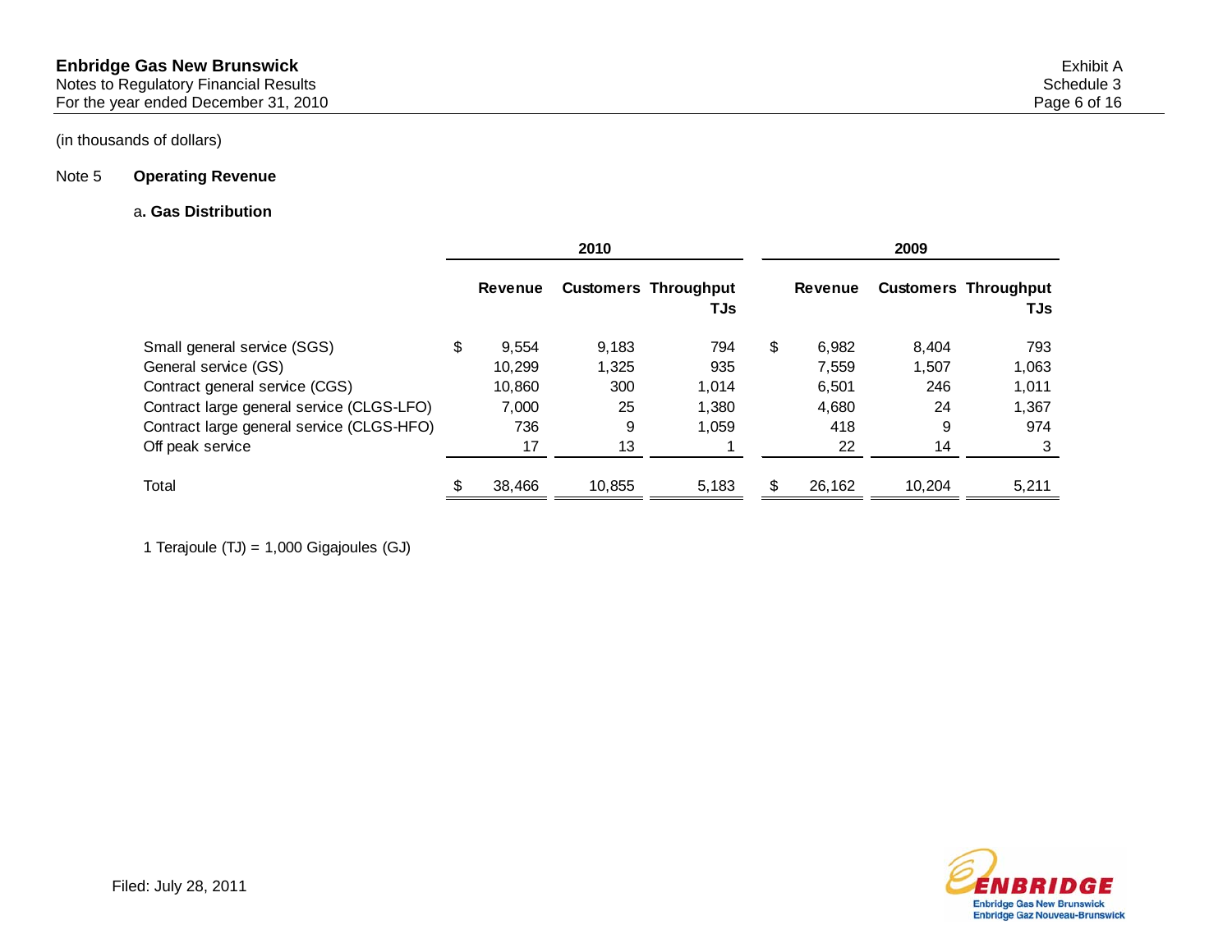(in thousands of dollars)

## Note 5 Operating Revenue

### a. Gas Distribution

| | 2010 | | | 2009 | | |
|---|---|---|---|---|---|---|
| | Revenue | Customers | Throughput TJs | Revenue | Customers | Throughput TJs |
| Small general service (SGS) | $ 9,554 | 9,183 | 794 | $ 6,982 | 8,404 | 793 |
| General service (GS) | 10,299 | 1,325 | 935 | 7,559 | 1,507 | 1,063 |
| Contract general service (CGS) | 10,860 | 300 | 1,014 | 6,501 | 246 | 1,011 |
| Contract large general service (CLGS-LFO) | 7,000 | 25 | 1,380 | 4,680 | 24 | 1,367 |
| Contract large general service (CLGS-HFO) | 736 | 9 | 1,059 | 418 | 9 | 974 |
| Off peak service | 17 | 13 | 1 | 22 | 14 | 3 |
| Total | $ 38,466 | 10,855 | 5,183 | $ 26,162 | 10,204 | 5,211 |

1 Terajoule (TJ) = 1,000 Gigajoules (GJ)

Filed: July 28, 2011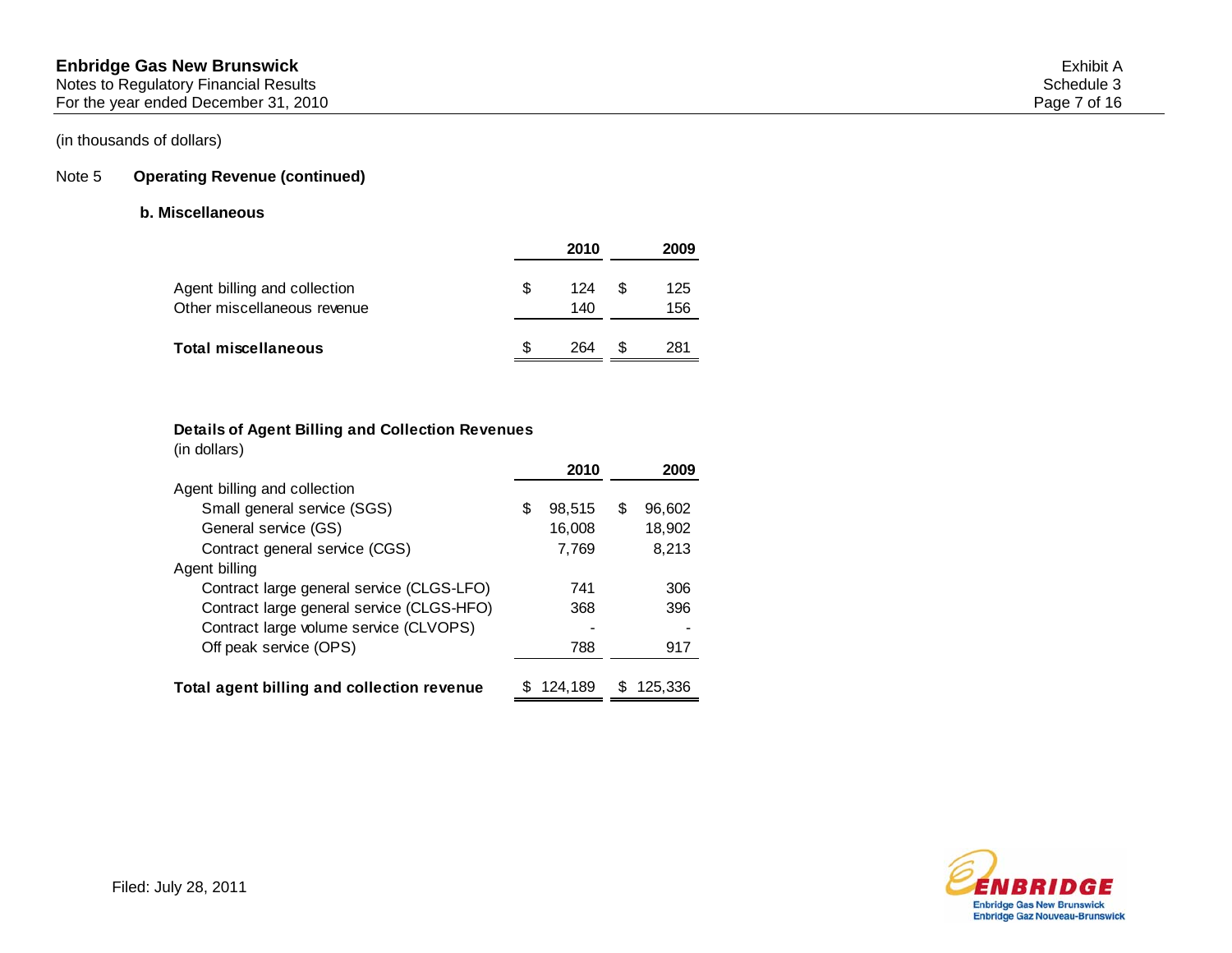(in thousands of dollars)

## Note 5 Operating Revenue (continued)

### b. Miscellaneous

| | 2010 | 2009 |
|---|---|---|
| Agent billing and collection | $ 124 | $ 125 |
| Other miscellaneous revenue | 140 | 156 |
| **Total miscellaneous** | $ 264 | $ 281 |

**Details of Agent Billing and Collection Revenues**
(in dollars)

| | 2010 | 2009 |
|---|---|---|
| Agent billing and collection | | |
| Small general service (SGS) | $ 98,515 | $ 96,602 |
| General service (GS) | 16,008 | 18,902 |
| Contract general service (CGS) | 7,769 | 8,213 |
| Agent billing | | |
| Contract large general service (CLGS-LFO) | 741 | 306 |
| Contract large general service (CLGS-HFO) | 368 | 396 |
| Contract large volume service (CLVOPS) | - | - |
| Off peak service (OPS) | 788 | 917 |
| **Total agent billing and collection revenue** | $ 124,189 | $ 125,336 |

Filed: July 28, 2011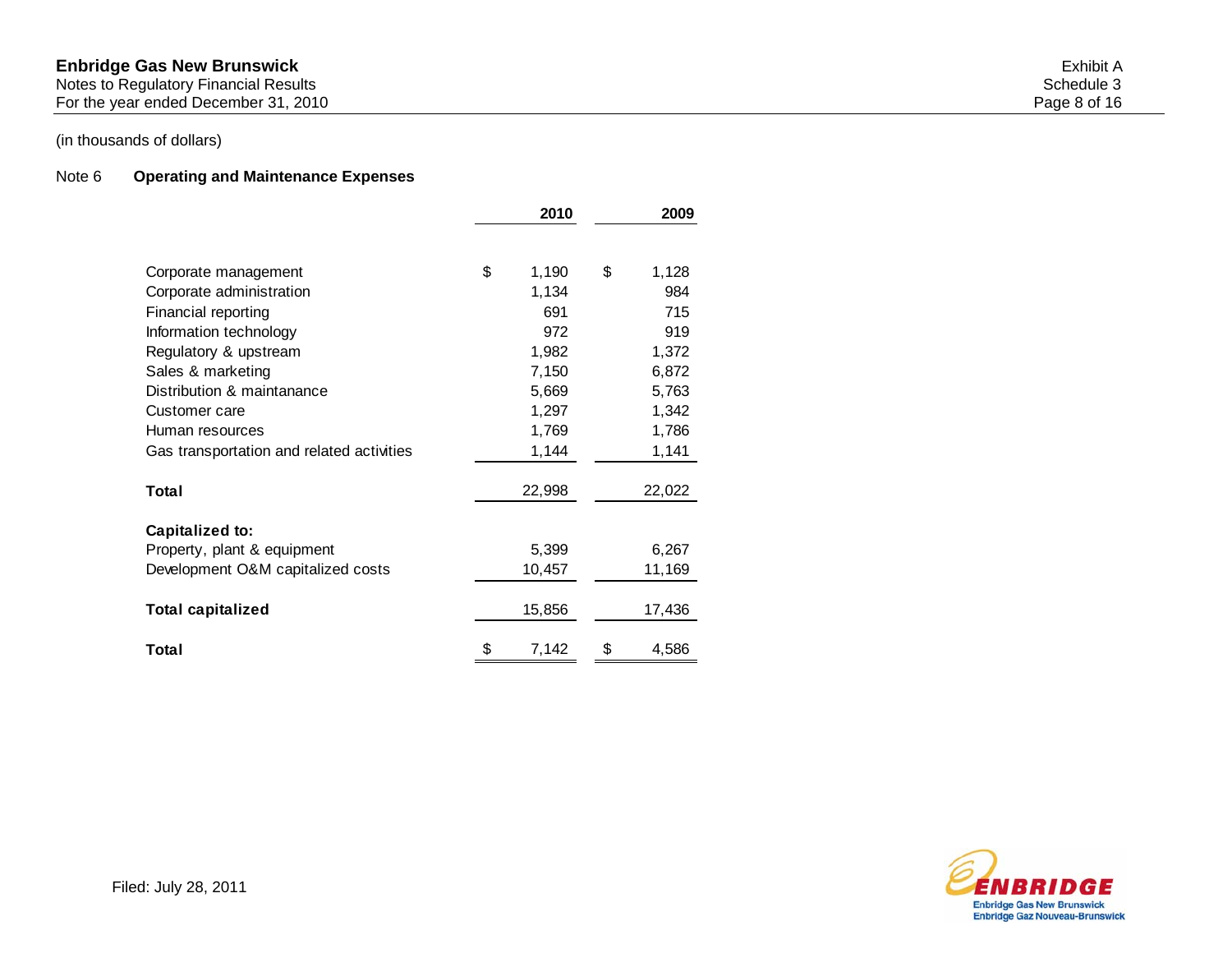(in thousands of dollars)

## Note 6 Operating and Maintenance Expenses

| | 2010 | 2009 |
|---|---|---|
| Corporate management | $ 1,190 | $ 1,128 |
| Corporate administration | 1,134 | 984 |
| Financial reporting | 691 | 715 |
| Information technology | 972 | 919 |
| Regulatory & upstream | 1,982 | 1,372 |
| Sales & marketing | 7,150 | 6,872 |
| Distribution & maintanance | 5,669 | 5,763 |
| Customer care | 1,297 | 1,342 |
| Human resources | 1,769 | 1,786 |
| Gas transportation and related activities | 1,144 | 1,141 |
| **Total** | 22,998 | 22,022 |
| **Capitalized to:** | | |
| Property, plant & equipment | 5,399 | 6,267 |
| Development O&M capitalized costs | 10,457 | 11,169 |
| **Total capitalized** | 15,856 | 17,436 |
| **Total** | $ 7,142 | $ 4,586 |

Filed: July 28, 2011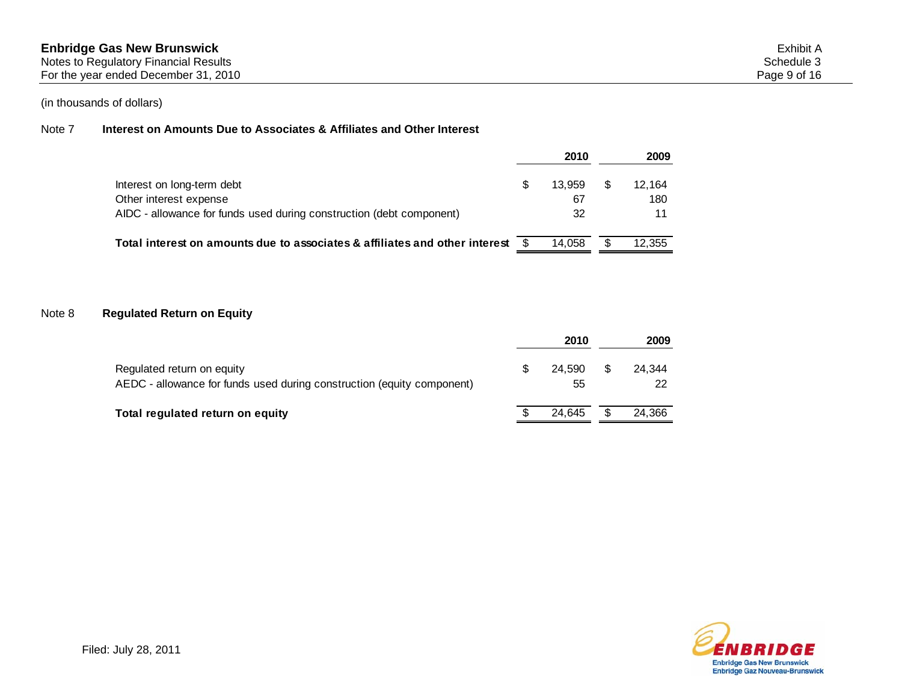# Enbridge Gas New Brunswick

Notes to Regulatory Financial Results
For the year ended December 31, 2010

Exhibit A
Schedule 3

(in thousands of dollars)

## Note 7 Interest on Amounts Due to Associates & Affiliates and Other Interest

| | 2010 | 2009 |
|---|---|---|
| Interest on long-term debt | $ 13,959 | $ 12,164 |
| Other interest expense | 67 | 180 |
| AIDC - allowance for funds used during construction (debt component) | 32 | 11 |
| **Total interest on amounts due to associates & affiliates and other interest** | $ 14,058 | $ 12,355 |

## Note 8 Regulated Return on Equity

| | 2010 | 2009 |
|---|---|---|
| Regulated return on equity | $ 24,590 | $ 24,344 |
| AEDC - allowance for funds used during construction (equity component) | 55 | 22 |
| **Total regulated return on equity** | $ 24,645 | $ 24,366 |

Filed: July 28, 2011

ENBRIDGE
Enbridge Gas New Brunswick
Enbridge Gaz Nouveau-Brunswick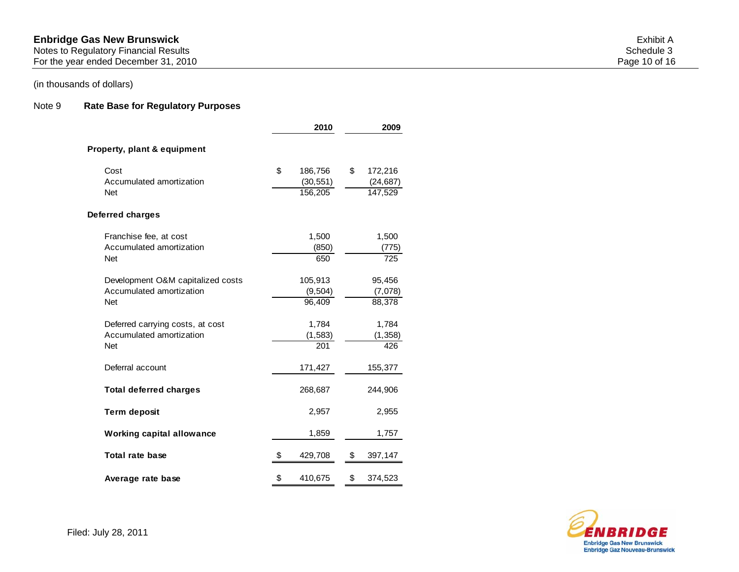**Enbridge Gas New Brunswick**
Notes to Regulatory Financial Results
For the year ended December 31, 2010

Exhibit A
Schedule 3

(in thousands of dollars)

## Note 9 Rate Base for Regulatory Purposes

| | 2010 | 2009 |
|---|---|---|
| **Property, plant & equipment** | | |
| Cost | $ 186,756 | $ 172,216 |
| Accumulated amortization | (30,551) | (24,687) |
| Net | 156,205 | 147,529 |
| **Deferred charges** | | |
| Franchise fee, at cost | 1,500 | 1,500 |
| Accumulated amortization | (850) | (775) |
| Net | 650 | 725 |
| Development O&M capitalized costs | 105,913 | 95,456 |
| Accumulated amortization | (9,504) | (7,078) |
| Net | 96,409 | 88,378 |
| Deferred carrying costs, at cost | 1,784 | 1,784 |
| Accumulated amortization | (1,583) | (1,358) |
| Net | 201 | 426 |
| Deferral account | 171,427 | 155,377 |
| **Total deferred charges** | 268,687 | 244,906 |
| **Term deposit** | 2,957 | 2,955 |
| **Working capital allowance** | 1,859 | 1,757 |
| **Total rate base** | $ 429,708 | $ 397,147 |
| **Average rate base** | $ 410,675 | $ 374,523 |

Filed: July 28, 2011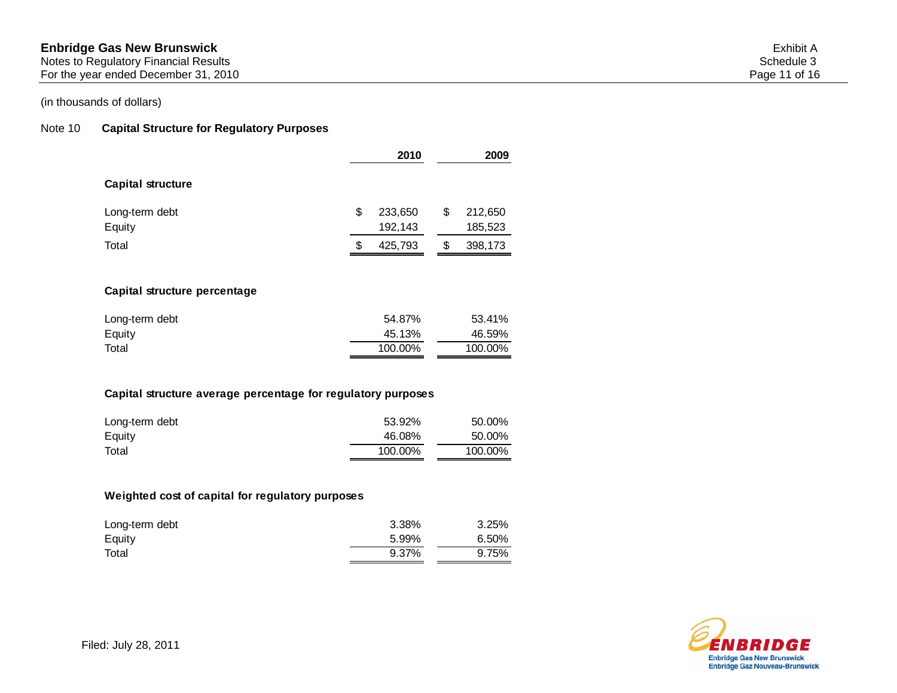(in thousands of dollars)

## Note 10 Capital Structure for Regulatory Purposes

| | 2010 | 2009 |
|---|---|---|
| **Capital structure** | | |
| Long-term debt | $ 233,650 | $ 212,650 |
| Equity | 192,143 | 185,523 |
| Total | $ 425,793 | $ 398,173 |
| | | |
| **Capital structure percentage** | | |
| Long-term debt | 54.87% | 53.41% |
| Equity | 45.13% | 46.59% |
| Total | 100.00% | 100.00% |
| | | |
| **Capital structure average percentage for regulatory purposes** | | |
| Long-term debt | 53.92% | 50.00% |
| Equity | 46.08% | 50.00% |
| Total | 100.00% | 100.00% |
| | | |
| **Weighted cost of capital for regulatory purposes** | | |
| Long-term debt | 3.38% | 3.25% |
| Equity | 5.99% | 6.50% |
| Total | 9.37% | 9.75% |

Filed: July 28, 2011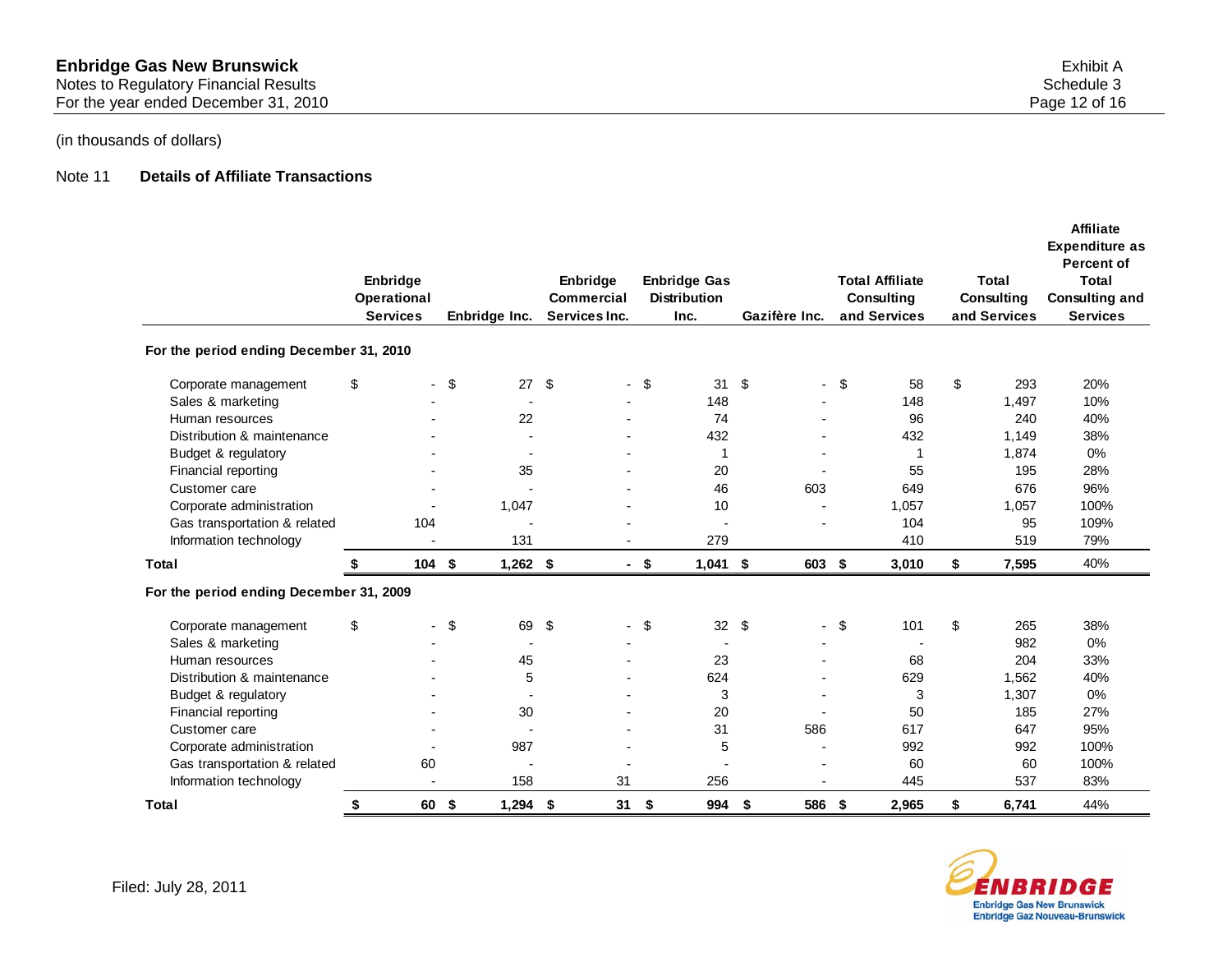(in thousands of dollars)

Note 11 **Details of Affiliate Transactions**

| | Enbridge Operational Services | Enbridge Inc. | Enbridge Commercial Services Inc. | Enbridge Gas Distribution Inc. | Gazifère Inc. | Total Affiliate Consulting and Services | Total Consulting and Services | Affiliate Expenditure as Percent of Total Consulting and Services |
|---|---|---|---|---|---|---|---|---|
| **For the period ending December 31, 2010** | | | | | | | | |
| Corporate management | $ - | $ 27 | $ - | $ 31 | $ - | $ 58 | $ 293 | 20% |
| Sales & marketing | - | - | - | 148 | - | 148 | 1,497 | 10% |
| Human resources | - | 22 | - | 74 | - | 96 | 240 | 40% |
| Distribution & maintenance | - | - | - | 432 | - | 432 | 1,149 | 38% |
| Budget & regulatory | - | - | - | 1 | - | 1 | 1,874 | 0% |
| Financial reporting | - | 35 | - | 20 | - | 55 | 195 | 28% |
| Customer care | - | - | - | 46 | 603 | 649 | 676 | 96% |
| Corporate administration | - | 1,047 | - | 10 | - | 1,057 | 1,057 | 100% |
| Gas transportation & related | 104 | - | - | - | - | 104 | 95 | 109% |
| Information technology | - | 131 | - | 279 | | 410 | 519 | 79% |
| **Total** | **$ 104** | **$ 1,262** | **$ -** | **$ 1,041** | **$ 603** | **$ 3,010** | **$ 7,595** | 40% |
| **For the period ending December 31, 2009** | | | | | | | | |
| Corporate management | $ - | $ 69 | $ - | $ 32 | $ - | $ 101 | $ 265 | 38% |
| Sales & marketing | - | - | - | - | - | - | 982 | 0% |
| Human resources | - | 45 | - | 23 | - | 68 | 204 | 33% |
| Distribution & maintenance | - | 5 | - | 624 | - | 629 | 1,562 | 40% |
| Budget & regulatory | - | - | - | 3 | - | 3 | 1,307 | 0% |
| Financial reporting | - | 30 | - | 20 | - | 50 | 185 | 27% |
| Customer care | - | - | - | 31 | 586 | 617 | 647 | 95% |
| Corporate administration | - | 987 | - | 5 | - | 992 | 992 | 100% |
| Gas transportation & related | 60 | - | - | - | - | 60 | 60 | 100% |
| Information technology | - | 158 | 31 | 256 | - | 445 | 537 | 83% |
| **Total** | **$ 60** | **$ 1,294** | **$ 31** | **$ 994** | **$ 586** | **$ 2,965** | **$ 6,741** | 44% |

Filed: July 28, 2011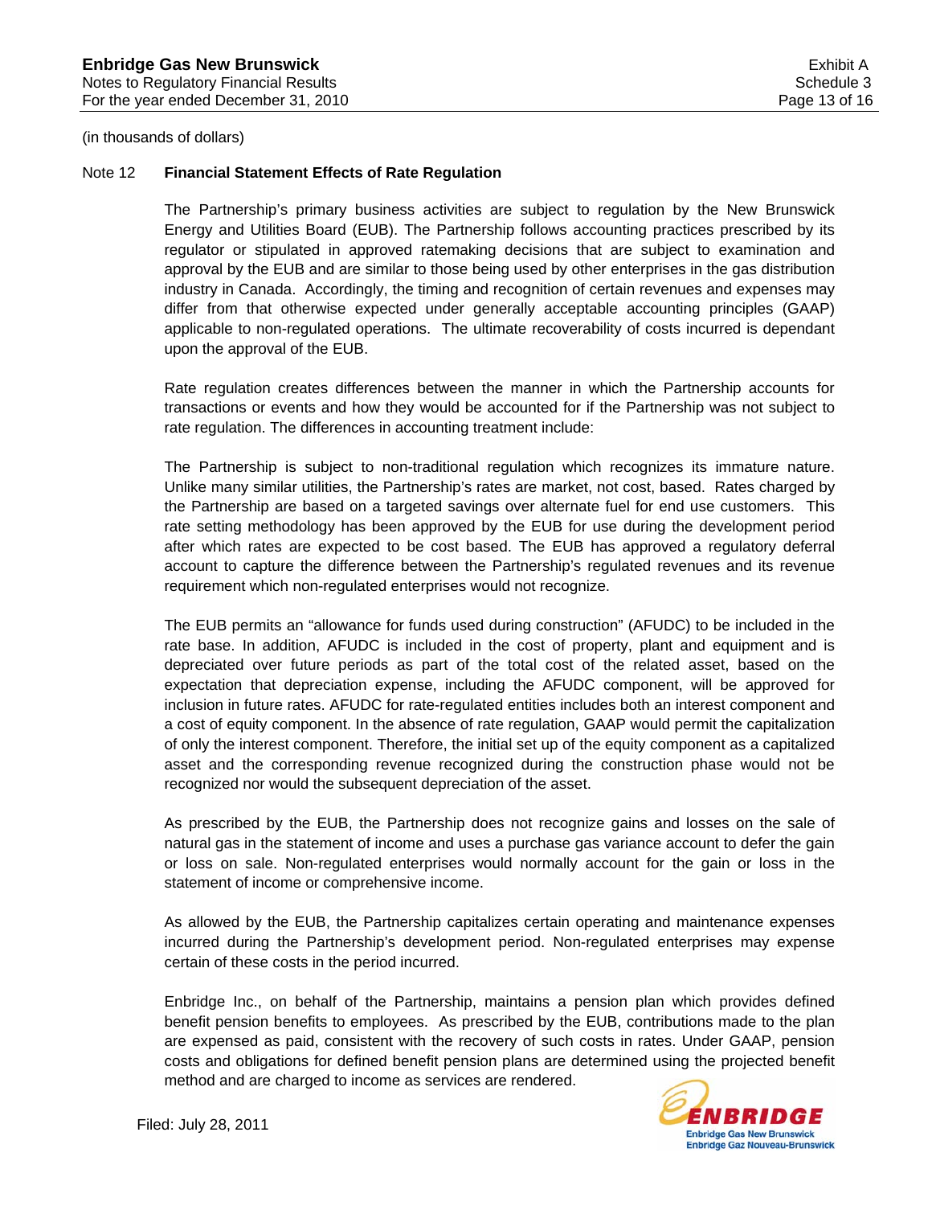(in thousands of dollars)

## Note 12 Financial Statement Effects of Rate Regulation

The Partnership's primary business activities are subject to regulation by the New Brunswick Energy and Utilities Board (EUB). The Partnership follows accounting practices prescribed by its regulator or stipulated in approved ratemaking decisions that are subject to examination and approval by the EUB and are similar to those being used by other enterprises in the gas distribution industry in Canada. Accordingly, the timing and recognition of certain revenues and expenses may differ from that otherwise expected under generally acceptable accounting principles (GAAP) applicable to non-regulated operations. The ultimate recoverability of costs incurred is dependant upon the approval of the EUB.

Rate regulation creates differences between the manner in which the Partnership accounts for transactions or events and how they would be accounted for if the Partnership was not subject to rate regulation. The differences in accounting treatment include:

The Partnership is subject to non-traditional regulation which recognizes its immature nature. Unlike many similar utilities, the Partnership's rates are market, not cost, based. Rates charged by the Partnership are based on a targeted savings over alternate fuel for end use customers. This rate setting methodology has been approved by the EUB for use during the development period after which rates are expected to be cost based. The EUB has approved a regulatory deferral account to capture the difference between the Partnership's regulated revenues and its revenue requirement which non-regulated enterprises would not recognize.

The EUB permits an "allowance for funds used during construction" (AFUDC) to be included in the rate base. In addition, AFUDC is included in the cost of property, plant and equipment and is depreciated over future periods as part of the total cost of the related asset, based on the expectation that depreciation expense, including the AFUDC component, will be approved for inclusion in future rates. AFUDC for rate-regulated entities includes both an interest component and a cost of equity component. In the absence of rate regulation, GAAP would permit the capitalization of only the interest component. Therefore, the initial set up of the equity component as a capitalized asset and the corresponding revenue recognized during the construction phase would not be recognized nor would the subsequent depreciation of the asset.

As prescribed by the EUB, the Partnership does not recognize gains and losses on the sale of natural gas in the statement of income and uses a purchase gas variance account to defer the gain or loss on sale. Non-regulated enterprises would normally account for the gain or loss in the statement of income or comprehensive income.

As allowed by the EUB, the Partnership capitalizes certain operating and maintenance expenses incurred during the Partnership's development period. Non-regulated enterprises may expense certain of these costs in the period incurred.

Enbridge Inc., on behalf of the Partnership, maintains a pension plan which provides defined benefit pension benefits to employees. As prescribed by the EUB, contributions made to the plan are expensed as paid, consistent with the recovery of such costs in rates. Under GAAP, pension costs and obligations for defined benefit pension plans are determined using the projected benefit method and are charged to income as services are rendered.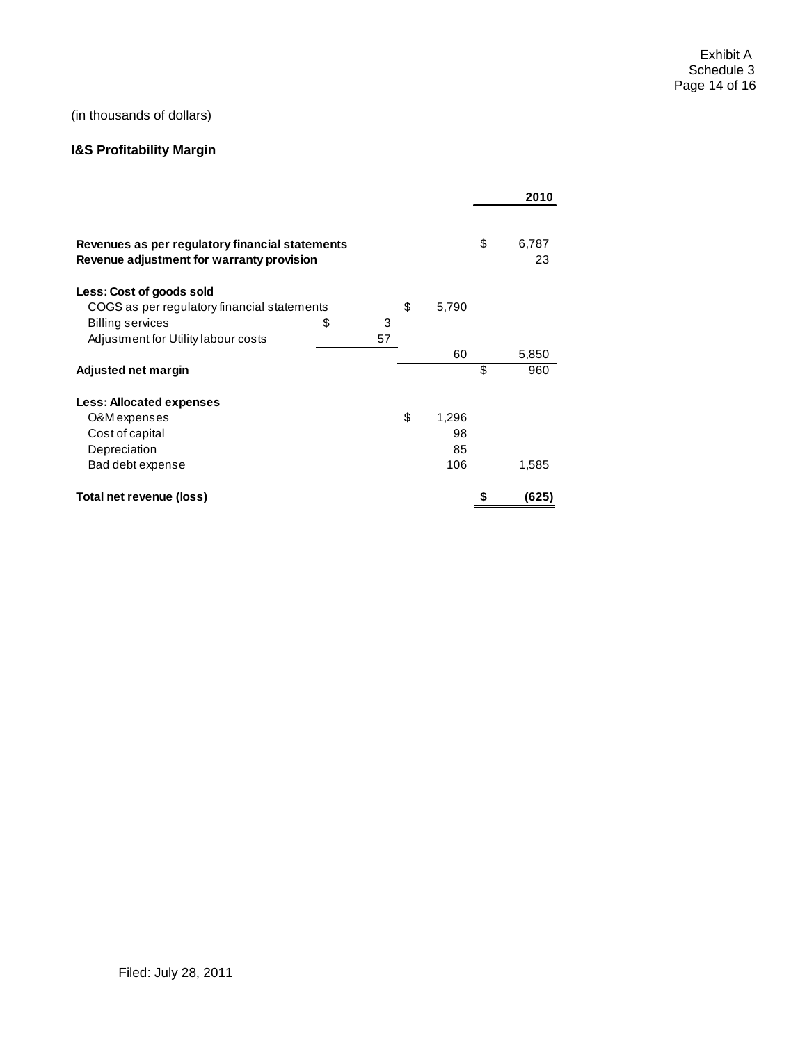(in thousands of dollars)

**I&S Profitability Margin**

| | | | 2010 |
|---|---|---|---|
| **Revenues as per regulatory financial statements** | | | $ 6,787 |
| **Revenue adjustment for warranty provision** | | | 23 |
| **Less: Cost of goods sold** | | | |
| COGS as per regulatory financial statements | | $ 5,790 | |
| Billing services | $ 3 | | |
| Adjustment for Utility labour costs | 57 | | |
| | | 60 | 5,850 |
| **Adjusted net margin** | | | $ 960 |
| **Less: Allocated expenses** | | | |
| O&M expenses | | $ 1,296 | |
| Cost of capital | | 98 | |
| Depreciation | | 85 | |
| Bad debt expense | | 106 | 1,585 |
| **Total net revenue (loss)** | | | **$ (625)** |

Filed: July 28, 2011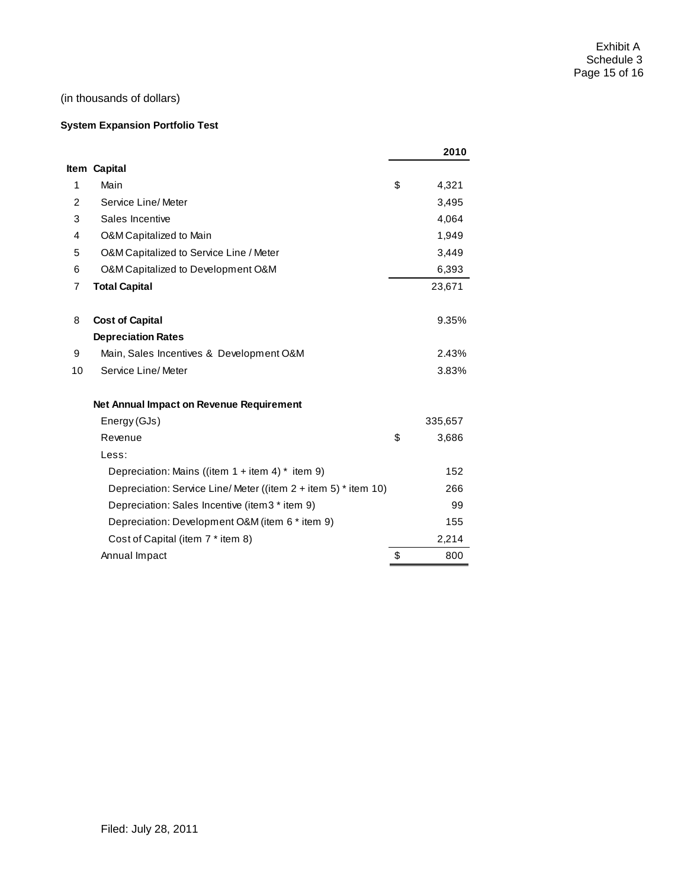Exhibit A
Schedule 3

(in thousands of dollars)

**System Expansion Portfolio Test**

| Item | | | 2010 |
|---|---|---|---|
| | **Capital** | | |
| 1 | Main | $ | 4,321 |
| 2 | Service Line/ Meter | | 3,495 |
| 3 | Sales Incentive | | 4,064 |
| 4 | O&M Capitalized to Main | | 1,949 |
| 5 | O&M Capitalized to Service Line / Meter | | 3,449 |
| 6 | O&M Capitalized to Development O&M | | 6,393 |
| 7 | **Total Capital** | | 23,671 |
| | | | |
| 8 | **Cost of Capital** | | 9.35% |
| | **Depreciation Rates** | | |
| 9 | Main, Sales Incentives & Development O&M | | 2.43% |
| 10 | Service Line/ Meter | | 3.83% |
| | | | |
| | **Net Annual Impact on Revenue Requirement** | | |
| | Energy (GJs) | | 335,657 |
| | Revenue | $ | 3,686 |
| | Less: | | |
| | Depreciation: Mains ((item 1 + item 4) * item 9) | | 152 |
| | Depreciation: Service Line/ Meter ((item 2 + item 5) * item 10) | | 266 |
| | Depreciation: Sales Incentive (item3 * item 9) | | 99 |
| | Depreciation: Development O&M (item 6 * item 9) | | 155 |
| | Cost of Capital (item 7 * item 8) | | 2,214 |
| | Annual Impact | $ | 800 |

Filed: July 28, 2011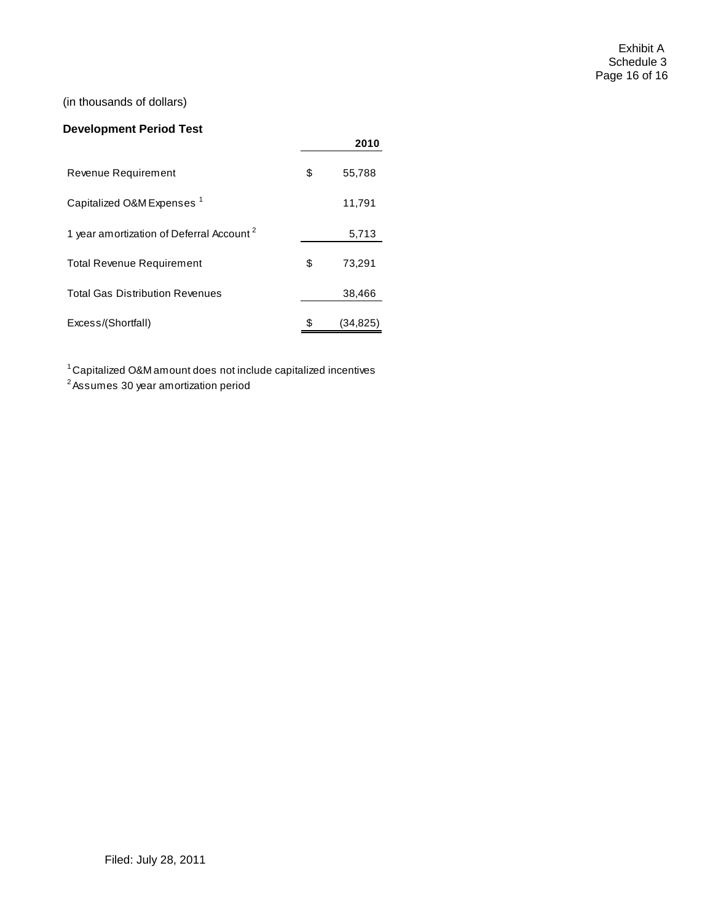Exhibit A
Schedule 3
Page 16 of 16

(in thousands of dollars)

**Development Period Test**

| | | 2010 |
|---|---|---|
| Revenue Requirement | $ | 55,788 |
| Capitalized O&M Expenses [1] | | 11,791 |
| 1 year amortization of Deferral Account [2] | | 5,713 |
| Total Revenue Requirement | $ | 73,291 |
| Total Gas Distribution Revenues | | 38,466 |
| Excess/(Shortfall) | $ | (34,825) |

[1] Capitalized O&M amount does not include capitalized incentives
[2] Assumes 30 year amortization period

Filed: July 28, 2011